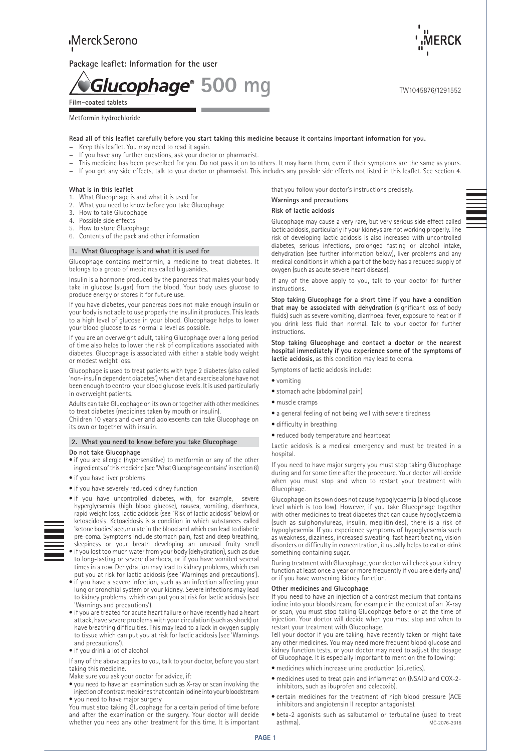Merck Serono

MERCK

**Package leaflet: Information for the user**

# Glucophage® 500 mg

TW1045876/1291552

**Film-coated tablets**

Metformin hydrochloride

**Read all of this leaflet carefully before you start taking this medicine because it contains important information for you.**

- Keep this leaflet. You may need to read it again.
- If you have any further questions, ask your doctor or pharmacist.
- This medicine has been prescribed for you. Do not pass it on to others. It may harm them, even if their symptoms are the same as yours.
- If you get any side effects, talk to your doctor or pharmacist. This includes any possible side effects not listed in this leaflet. See section 4.

**What is in this leaflet**

1. What Glucophage is and what it is used for
2. What you need to know before you take Glucophage
3. How to take Glucophage
4. Possible side effects
5. How to store Glucophage
6. Contents of the pack and other information

## 1. What Glucophage is and what it is used for

Glucophage contains metformin, a medicine to treat diabetes. It belongs to a group of medicines called biguanides.

Insulin is a hormone produced by the pancreas that makes your body take in glucose (sugar) from the blood. Your body uses glucose to produce energy or stores it for future use.

If you have diabetes, your pancreas does not make enough insulin or your body is not able to use properly the insulin it produces. This leads to a high level of glucose in your blood. Glucophage helps to lower your blood glucose to as normal a level as possible.

If you are an overweight adult, taking Glucophage over a long period of time also helps to lower the risk of complications associated with diabetes. Glucophage is associated with either a stable body weight or modest weight loss.

Glucophage is used to treat patients with type 2 diabetes (also called 'non-insulin dependent diabetes') when diet and exercise alone have not been enough to control your blood glucose levels. It is used particularly in overweight patients.

Adults can take Glucophage on its own or together with other medicines to treat diabetes (medicines taken by mouth or insulin).
Children 10 years and over and adolescents can take Glucophage on its own or together with insulin.

## 2. What you need to know before you take Glucophage

**Do not take Glucophage**

- if you are allergic (hypersensitive) to metformin or any of the other ingredients of this medicine (see 'What Glucophage contains' in section 6)
- if you have liver problems
- if you have severely reduced kidney function
- if you have uncontrolled diabetes, with, for example, severe hyperglycaemia (high blood glucose), nausea, vomiting, diarrhoea, rapid weight loss, lactic acidosis (see "Risk of lactic acidosis" below) or ketoacidosis. Ketoacidosis is a condition in which substances called 'ketone bodies' accumulate in the blood and which can lead to diabetic pre-coma. Symptoms include stomach pain, fast and deep breathing, sleepiness or your breath developing an unusual fruity smell
- if you lost too much water from your body (dehydration), such as due to long-lasting or severe diarrhoea, or if you have vomited several times in a row. Dehydration may lead to kidney problems, which can put you at risk for lactic acidosis (see 'Warnings and precautions').
- if you have a severe infection, such as an infection affecting your lung or bronchial system or your kidney. Severe infections may lead to kidney problems, which can put you at risk for lactic acidosis (see 'Warnings and precautions').
- if you are treated for acute heart failure or have recently had a heart attack, have severe problems with your circulation (such as shock) or have breathing difficulties. This may lead to a lack in oxygen supply to tissue which can put you at risk for lactic acidosis (see 'Warnings and precautions').
- if you drink a lot of alcohol

If any of the above applies to you, talk to your doctor, before you start taking this medicine.

Make sure you ask your doctor for advice, if:

- you need to have an examination such as X-ray or scan involving the injection of contrast medicines that contain iodine into your bloodstream
- you need to have major surgery

You must stop taking Glucophage for a certain period of time before and after the examination or the surgery. Your doctor will decide whether you need any other treatment for this time. It is important that you follow your doctor's instructions precisely.

**Warnings and precautions**

**Risk of lactic acidosis**

Glucophage may cause a very rare, but very serious side effect called lactic acidosis, particularly if your kidneys are not working properly. The risk of developing lactic acidosis is also increased with uncontrolled diabetes, serious infections, prolonged fasting or alcohol intake, dehydration (see further information below), liver problems and any medical conditions in which a part of the body has a reduced supply of oxygen (such as acute severe heart disease).

If any of the above apply to you, talk to your doctor for further instructions.

**Stop taking Glucophage for a short time if you have a condition that may be associated with dehydration** (significant loss of body fluids) such as severe vomiting, diarrhoea, fever, exposure to heat or if you drink less fluid than normal. Talk to your doctor for further instructions.

**Stop taking Glucophage and contact a doctor or the nearest hospital immediately if you experience some of the symptoms of lactic acidosis,** as this condition may lead to coma.

Symptoms of lactic acidosis include:

- vomiting
- stomach ache (abdominal pain)
- muscle cramps
- a general feeling of not being well with severe tiredness
- difficulty in breathing
- reduced body temperature and heartbeat

Lactic acidosis is a medical emergency and must be treated in a hospital.

If you need to have major surgery you must stop taking Glucophage during and for some time after the procedure. Your doctor will decide when you must stop and when to restart your treatment with Glucophage.

Glucophage on its own does not cause hypoglycaemia (a blood glucose level which is too low). However, if you take Glucophage together with other medicines to treat diabetes that can cause hypoglycaemia (such as sulphonylureas, insulin, meglitinides), there is a risk of hypoglycaemia. If you experience symptoms of hypoglycaemia such as weakness, dizziness, increased sweating, fast heart beating, vision disorders or difficulty in concentration, it usually helps to eat or drink something containing sugar.

During treatment with Glucophage, your doctor will check your kidney function at least once a year or more frequently if you are elderly and/or if you have worsening kidney function.

**Other medicines and Glucophage**

If you need to have an injection of a contrast medium that contains iodine into your bloodstream, for example in the context of an X-ray or scan, you must stop taking Glucophage before or at the time of injection. Your doctor will decide when you must stop and when to restart your treatment with Glucophage.

Tell your doctor if you are taking, have recently taken or might take any other medicines. You may need more frequent blood glucose and kidney function tests, or your doctor may need to adjust the dosage of Glucophage. It is especially important to mention the following:

- medicines which increase urine production (diuretics).
- medicines used to treat pain and inflammation (NSAID and COX-2-inhibitors, such as ibuprofen and celecoxib).
- certain medicines for the treatment of high blood pressure (ACE inhibitors and angiotensin II receptor antagonists).
- beta-2 agonists such as salbutamol or terbutaline (used to treat asthma).

MC-2076-2016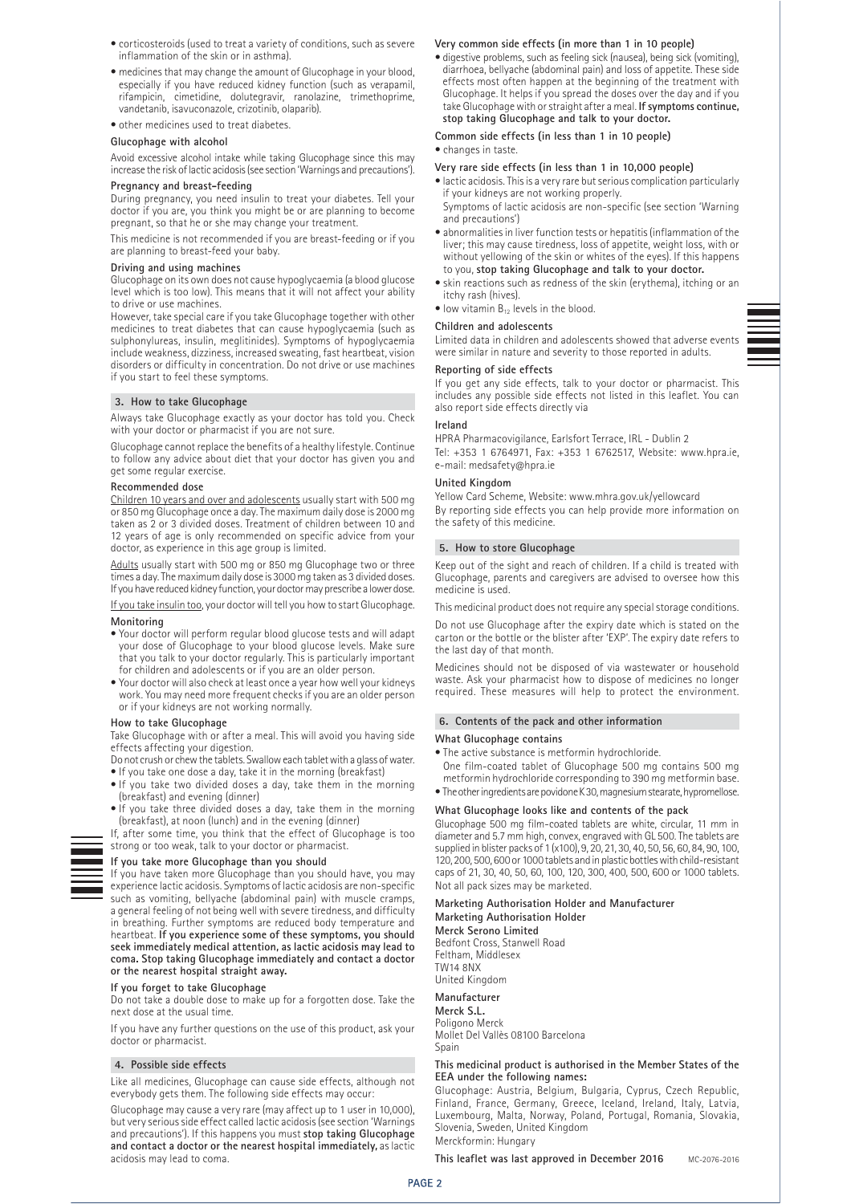- corticosteroids (used to treat a variety of conditions, such as severe inflammation of the skin or in asthma).
- medicines that may change the amount of Glucophage in your blood, especially if you have reduced kidney function (such as verapamil, rifampicin, cimetidine, dolutegravir, ranolazine, trimethoprime, vandetanib, isavuconazole, crizotinib, olaparib).
- other medicines used to treat diabetes.

**Glucophage with alcohol**

Avoid excessive alcohol intake while taking Glucophage since this may increase the risk of lactic acidosis (see section 'Warnings and precautions').

**Pregnancy and breast-feeding**

During pregnancy, you need insulin to treat your diabetes. Tell your doctor if you are, you think you might be or are planning to become pregnant, so that he or she may change your treatment.

This medicine is not recommended if you are breast-feeding or if you are planning to breast-feed your baby.

**Driving and using machines**

Glucophage on its own does not cause hypoglycaemia (a blood glucose level which is too low). This means that it will not affect your ability to drive or use machines.

However, take special care if you take Glucophage together with other medicines to treat diabetes that can cause hypoglycaemia (such as sulphonylureas, insulin, meglitinides). Symptoms of hypoglycaemia include weakness, dizziness, increased sweating, fast heartbeat, vision disorders or difficulty in concentration. Do not drive or use machines if you start to feel these symptoms.

## 3. How to take Glucophage

Always take Glucophage exactly as your doctor has told you. Check with your doctor or pharmacist if you are not sure.

Glucophage cannot replace the benefits of a healthy lifestyle. Continue to follow any advice about diet that your doctor has given you and get some regular exercise.

**Recommended dose**

Children 10 years and over and adolescents usually start with 500 mg or 850 mg Glucophage once a day. The maximum daily dose is 2000 mg taken as 2 or 3 divided doses. Treatment of children between 10 and 12 years of age is only recommended on specific advice from your doctor, as experience in this age group is limited.

Adults usually start with 500 mg or 850 mg Glucophage two or three times a day. The maximum daily dose is 3000 mg taken as 3 divided doses. If you have reduced kidney function, your doctor may prescribe a lower dose.

If you take insulin too, your doctor will tell you how to start Glucophage.

**Monitoring**

- Your doctor will perform regular blood glucose tests and will adapt your dose of Glucophage to your blood glucose levels. Make sure that you talk to your doctor regularly. This is particularly important for children and adolescents or if you are an older person.
- Your doctor will also check at least once a year how well your kidneys work. You may need more frequent checks if you are an older person or if your kidneys are not working normally.

**How to take Glucophage**

Take Glucophage with or after a meal. This will avoid you having side effects affecting your digestion.

Do not crush or chew the tablets. Swallow each tablet with a glass of water.

- If you take one dose a day, take it in the morning (breakfast)
- If you take two divided doses a day, take them in the morning (breakfast) and evening (dinner)
- If you take three divided doses a day, take them in the morning (breakfast), at noon (lunch) and in the evening (dinner)

If, after some time, you think that the effect of Glucophage is too strong or too weak, talk to your doctor or pharmacist.

**If you take more Glucophage than you should**

If you have taken more Glucophage than you should have, you may experience lactic acidosis. Symptoms of lactic acidosis are non-specific such as vomiting, bellyache (abdominal pain) with muscle cramps, a general feeling of not being well with severe tiredness, and difficulty in breathing. Further symptoms are reduced body temperature and heartbeat. **If you experience some of these symptoms, you should seek immediately medical attention, as lactic acidosis may lead to coma. Stop taking Glucophage immediately and contact a doctor or the nearest hospital straight away.**

**If you forget to take Glucophage**

Do not take a double dose to make up for a forgotten dose. Take the next dose at the usual time.

If you have any further questions on the use of this product, ask your doctor or pharmacist.

## 4. Possible side effects

Like all medicines, Glucophage can cause side effects, although not everybody gets them. The following side effects may occur:

Glucophage may cause a very rare (may affect up to 1 user in 10,000), but very serious side effect called lactic acidosis (see section 'Warnings and precautions'). If this happens you must **stop taking Glucophage and contact a doctor or the nearest hospital immediately,** as lactic acidosis may lead to coma.

**Very common side effects (in more than 1 in 10 people)**

- digestive problems, such as feeling sick (nausea), being sick (vomiting), diarrhoea, bellyache (abdominal pain) and loss of appetite. These side effects most often happen at the beginning of the treatment with Glucophage. It helps if you spread the doses over the day and if you take Glucophage with or straight after a meal. **If symptoms continue, stop taking Glucophage and talk to your doctor.**

**Common side effects (in less than 1 in 10 people)**

- changes in taste.

**Very rare side effects (in less than 1 in 10,000 people)**

- lactic acidosis. This is a very rare but serious complication particularly if your kidneys are not working properly.
  Symptoms of lactic acidosis are non-specific (see section 'Warning and precautions')
- abnormalities in liver function tests or hepatitis (inflammation of the liver; this may cause tiredness, loss of appetite, weight loss, with or without yellowing of the skin or whites of the eyes). If this happens to you, **stop taking Glucophage and talk to your doctor.**
- skin reactions such as redness of the skin (erythema), itching or an itchy rash (hives).
- low vitamin $B_{12}$ levels in the blood.

**Children and adolescents**

Limited data in children and adolescents showed that adverse events were similar in nature and severity to those reported in adults.

**Reporting of side effects**

If you get any side effects, talk to your doctor or pharmacist. This includes any possible side effects not listed in this leaflet. You can also report side effects directly via

**Ireland**

HPRA Pharmacovigilance, Earlsfort Terrace, IRL - Dublin 2
Tel: +353 1 6764971, Fax: +353 1 6762517, Website: www.hpra.ie, e-mail: medsafety@hpra.ie

**United Kingdom**

Yellow Card Scheme, Website: www.mhra.gov.uk/yellowcard
By reporting side effects you can help provide more information on the safety of this medicine.

## 5. How to store Glucophage

Keep out of the sight and reach of children. If a child is treated with Glucophage, parents and caregivers are advised to oversee how this medicine is used.

This medicinal product does not require any special storage conditions.

Do not use Glucophage after the expiry date which is stated on the carton or the bottle or the blister after 'EXP'. The expiry date refers to the last day of that month.

Medicines should not be disposed of via wastewater or household waste. Ask your pharmacist how to dispose of medicines no longer required. These measures will help to protect the environment.

## 6. Contents of the pack and other information

**What Glucophage contains**

- The active substance is metformin hydrochloride.
  One film-coated tablet of Glucophage 500 mg contains 500 mg metformin hydrochloride corresponding to 390 mg metformin base.
- The other ingredients are povidone K30, magnesium stearate, hypromellose.

**What Glucophage looks like and contents of the pack**

Glucophage 500 mg film-coated tablets are white, circular, 11 mm in diameter and 5.7 mm high, convex, engraved with GL 500. The tablets are supplied in blister packs of 1 (x100), 9, 20, 21, 30, 40, 50, 56, 60, 84, 90, 100, 120, 200, 500, 600 or 1000 tablets and in plastic bottles with child-resistant caps of 21, 30, 40, 50, 60, 100, 120, 300, 400, 500, 600 or 1000 tablets.
Not all pack sizes may be marketed.

**Marketing Authorisation Holder and Manufacturer**

**Marketing Authorisation Holder**

**Merck Serono Limited**
Bedfont Cross, Stanwell Road
Feltham, Middlesex
TW14 8NX
United Kingdom

**Manufacturer**

**Merck S.L.**
Polígono Merck
Mollet Del Vallès 08100 Barcelona
Spain

**This medicinal product is authorised in the Member States of the EEA under the following names:**

Glucophage: Austria, Belgium, Bulgaria, Cyprus, Czech Republic, Finland, France, Germany, Greece, Iceland, Ireland, Italy, Latvia, Luxembourg, Malta, Norway, Poland, Portugal, Romania, Slovakia, Slovenia, Sweden, United Kingdom
Merckformin: Hungary

**This leaflet was last approved in December 2016** MC-2076-2016